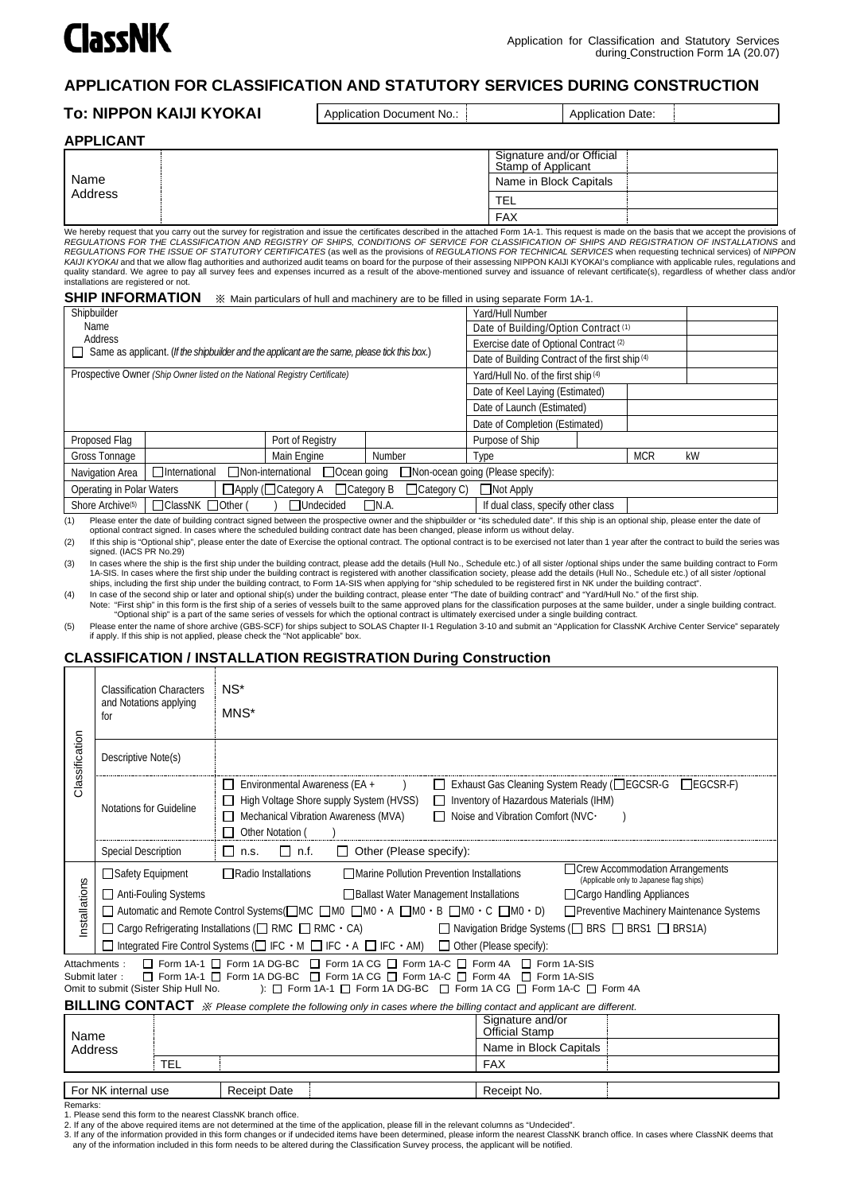ClassNK

Application for Classification and Statutory Services during Construction Form 1A (20.07)

# APPLICATION FOR CLASSIFICATION AND STATUTORY SERVICES DURING CONSTRUCTION

**To: NIPPON KAIJI KYOKAI**

| Application Document No.: | | Application Date: | |
|---|---|---|---|

## APPLICANT

| Name Address | | Signature and/or Official Stamp of Applicant | |
|---|---|---|---|
| | | Name in Block Capitals | |
| | | TEL | |
| | | FAX | |

We hereby request that you carry out the survey for registration and issue the certificates described in the attached Form 1A-1. This request is made on the basis that we accept the provisions of *REGULATIONS FOR THE CLASSIFICATION AND REGISTRY OF SHIPS, CONDITIONS OF SERVICE FOR CLASSIFICATION OF SHIPS AND REGISTRATION OF INSTALLATIONS* and *REGULATIONS FOR THE ISSUE OF STATUTORY CERTIFICATES* (as well as the provisions of *REGULATIONS FOR TECHNICAL SERVICES* when requesting technical services) of *NIPPON KAIJI KYOKAI* and that we allow flag authorities and authorized audit teams on board for the purpose of their assessing NIPPON KAIJI KYOKAI's compliance with applicable rules, regulations and quality standard. We agree to pay all survey fees and expenses incurred as a result of the above-mentioned survey and issuance of relevant certificate(s), regardless of whether class and/or installations are registered or not.

## SHIP INFORMATION

※ Main particulars of hull and machinery are to be filled in using separate Form 1A-1.

| Shipbuilder | | | | Yard/Hull Number | | |
|---|---|---|---|---|---|---|
| Name | | | | Date of Building/Option Contract (1) | | |
| Address | | | | Exercise date of Optional Contract (2) | | |
| ☐ Same as applicant. (*If the shipbuilder and the applicant are the same, please tick this box.*) | | | | Date of Building Contract of the first ship (4) | | |
| Prospective Owner (*Ship Owner listed on the National Registry Certificate*) | | | | Yard/Hull No. of the first ship (4) | | |
| | | | | Date of Keel Laying (Estimated) | | |
| | | | | Date of Launch (Estimated) | | |
| | | | | Date of Completion (Estimated) | | |
| Proposed Flag | | Port of Registry | | Purpose of Ship | | |
| Gross Tonnage | | Main Engine | Number | Type | MCR | kW |
| Navigation Area | ☐ International ☐ Non-international ☐ Ocean going ☐ Non-ocean going (Please specify): | | | | | |
| Operating in Polar Waters | ☐ Apply (☐ Category A ☐ Category B ☐ Category C) ☐ Not Apply | | | | | |
| Shore Archive(5) | ☐ ClassNK ☐ Other ( ) ☐ Undecided ☐ N.A. | | | If dual class, specify other class | | |

(1) Please enter the date of building contract signed between the prospective owner and the shipbuilder or "its scheduled date". If this ship is an optional ship, please enter the date of optional contract signed. In cases where the scheduled building contract date has been changed, please inform us without delay.

(2) If this ship is "Optional ship", please enter the date of Exercise the optional contract. The optional contract is to be exercised not later than 1 year after the contract to build the series was signed. (IACS PR No.29)

(3) In cases where the ship is the first ship under the building contract, please add the details (Hull No., Schedule etc.) of all sister /optional ships under the same building contract to Form 1A-SIS. In cases where the first ship under the building contract is registered with another classification society, please add the details (Hull No., Schedule etc.) of all sister /optional ships, including the first ship under the building contract, to Form 1A-SIS when applying for "ship scheduled to be registered first in NK under the building contract".

(4) In case of the second ship or later and optional ship(s) under the building contract, please enter "The date of building contract" and "Yard/Hull No." of the first ship.
Note: "First ship" in this form is the first ship of a series of vessels built to the same approved plans for the classification purposes at the same builder, under a single building contract. "Optional ship" is a part of the same series of vessels for which the optional contract is ultimately exercised under a single building contract.

(5) Please enter the name of shore archive (GBS-SCF) for ships subject to SOLAS Chapter II-1 Regulation 3-10 and submit an "Application for ClassNK Archive Center Service" separately if apply. If this ship is not applied, please check the "Not applicable" box.

## CLASSIFICATION / INSTALLATION REGISTRATION During Construction

| | | |
|---|---|---|
| Classification | Classification Characters and Notations applying for | NS* MNS* |
| | Descriptive Note(s) | |
| | Notations for Guideline | ☐ Environmental Awareness (EA + ) ☐ Exhaust Gas Cleaning System Ready (☐ EGCSR-G ☐ EGCSR-F) ☐ High Voltage Shore supply System (HVSS) ☐ Inventory of Hazardous Materials (IHM) ☐ Mechanical Vibration Awareness (MVA) ☐ Noise and Vibration Comfort (NVC· ) ☐ Other Notation ( ) |
| | Special Description | ☐ n.s. ☐ n.f. ☐ Other (Please specify): |
| Installations | | ☐ Safety Equipment ☐ Radio Installations ☐ Marine Pollution Prevention Installations ☐ Crew Accommodation Arrangements (Applicable only to Japanese flag ships) ☐ Anti-Fouling Systems ☐ Ballast Water Management Installations ☐ Cargo Handling Appliances ☐ Automatic and Remote Control Systems(☐ MC ☐ M0 ☐ M0・A ☐ M0・B ☐ M0・C ☐ M0・D) ☐ Preventive Machinery Maintenance Systems ☐ Cargo Refrigerating Installations (☐ RMC ☐ RMC・CA) ☐ Navigation Bridge Systems (☐ BRS ☐ BRS1 ☐ BRS1A) ☐ Integrated Fire Control Systems (☐ IFC・M ☐ IFC・A ☐ IFC・AM) ☐ Other (Please specify): |

Attachments : ☐ Form 1A-1 ☐ Form 1A DG-BC ☐ Form 1A CG ☐ Form 1A-C ☐ Form 4A ☐ Form 1A-SIS
Submit later : ☐ Form 1A-1 ☐ Form 1A DG-BC ☐ Form 1A CG ☐ Form 1A-C ☐ Form 4A ☐ Form 1A-SIS
Omit to submit (Sister Ship Hull No. ): ☐ Form 1A-1 ☐ Form 1A DG-BC ☐ Form 1A CG ☐ Form 1A-C ☐ Form 4A

## BILLING CONTACT

※ *Please complete the following only in cases where the billing contact and applicant are different.*

| Name Address | | Signature and/or Official Stamp | |
|---|---|---|---|
| | | Name in Block Capitals | |
| TEL | | FAX | |

| For NK internal use | Receipt Date | | Receipt No. | |
|---|---|---|---|---|

Remarks:
1. Please send this form to the nearest ClassNK branch office.
2. If any of the above required items are not determined at the time of the application, please fill in the relevant columns as "Undecided".
3. If any of the information provided in this form changes or if undecided items have been determined, please inform the nearest ClassNK branch office. In cases where ClassNK deems that any of the information included in this form needs to be altered during the Classification Survey process, the applicant will be notified.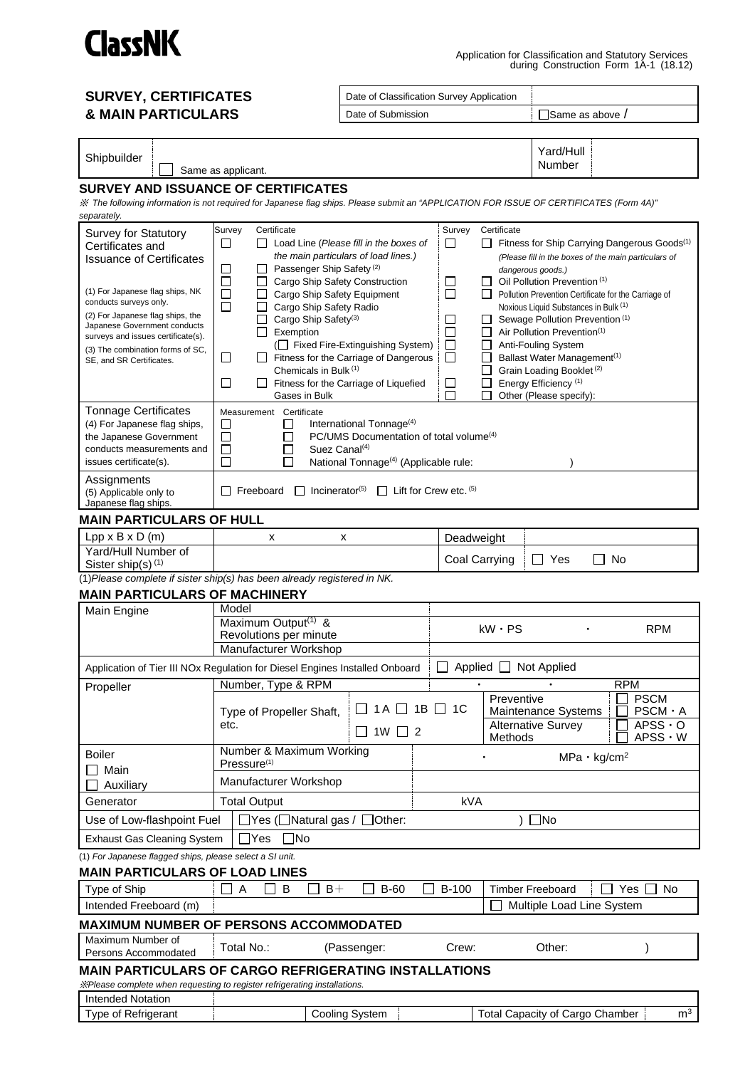ClassNK

Application for Classification and Statutory Services during Construction Form 1A-1 (18.12)

## SURVEY, CERTIFICATES & MAIN PARTICULARS

| Date of Classification Survey Application | |
|---|---|
| Date of Submission | ☐Same as above / |

| Shipbuilder | ☐ Same as applicant. | Yard/Hull Number | |
|---|---|---|---|

### SURVEY AND ISSUANCE OF CERTIFICATES

※ *The following information is not required for Japanese flag ships. Please submit an "APPLICATION FOR ISSUE OF CERTIFICATES (Form 4A)" separately.*

| Survey for Statutory Certificates and Issuance of Certificates | Survey | Certificate | Survey | Certificate |
|---|---|---|---|---|
| | ☐ | ☐ Load Line (*Please fill in the boxes of the main particulars of load lines.*) | ☐ | ☐ Fitness for Ship Carrying Dangerous Goods(1) (*Please fill in the boxes of the main particulars of dangerous goods.*) |
| | ☐ | ☐ Passenger Ship Safety (2) | ☐ | ☐ Oil Pollution Prevention (1) |
| (1) For Japanese flag ships, NK conducts surveys only. | ☐ | ☐ Cargo Ship Safety Construction | ☐ | ☐ Pollution Prevention Certificate for the Carriage of Noxious Liquid Substances in Bulk (1) |
| (2) For Japanese flag ships, the Japanese Government conducts surveys and issues certificate(s). | ☐ | ☐ Cargo Ship Safety Equipment | ☐ | ☐ Sewage Pollution Prevention (1) |
| (3) The combination forms of SC, SE, and SR Certificates. | ☐ | ☐ Cargo Ship Safety Radio | ☐ | ☐ Air Pollution Prevention(1) |
| | | ☐ Cargo Ship Safety(3) | ☐ | ☐ Anti-Fouling System |
| | | ☐ Exemption (☐ Fixed Fire-Extinguishing System) | ☐ | ☐ Ballast Water Management(1) |
| | ☐ | ☐ Fitness for the Carriage of Dangerous Chemicals in Bulk (1) | | ☐ Grain Loading Booklet (2) |
| | ☐ | ☐ Fitness for the Carriage of Liquefied Gases in Bulk | ☐ | ☐ Energy Efficiency (1) |
| | | | ☐ | ☐ Other (Please specify): |

| Tonnage Certificates | Measurement | Certificate | |
|---|---|---|---|
| (4) For Japanese flag ships, the Japanese Government conducts measurements and issues certificate(s). | ☐ | ☐ | International Tonnage(4) |
| | ☐ | ☐ | PC/UMS Documentation of total volume(4) |
| | ☐ | ☐ | Suez Canal(4) |
| | ☐ | ☐ | National Tonnage(4) (Applicable rule: ) |

| Assignments (5) Applicable only to Japanese flag ships. | ☐ Freeboard ☐ Incinerator(5) ☐ Lift for Crew etc. (5) |
|---|---|

### MAIN PARTICULARS OF HULL

| Lpp x B x D (m) | x x | Deadweight | |
|---|---|---|---|
| Yard/Hull Number of Sister ship(s) (1) | | Coal Carrying | ☐ Yes ☐ No |

(1)*Please complete if sister ship(s) has been already registered in NK.*

### MAIN PARTICULARS OF MACHINERY

| Main Engine | Model | | |
|---|---|---|---|
| | Maximum Output(1) & Revolutions per minute | kW・PS ・ RPM | |
| | Manufacturer Workshop | | |
| Application of Tier III NOx Regulation for Diesel Engines Installed Onboard | | ☐ Applied ☐ Not Applied | |
| Propeller | Number, Type & RPM | ・ ・ RPM | |
| | Type of Propeller Shaft, etc. | ☐ 1A ☐ 1B ☐ 1C | Preventive Maintenance Systems ☐ PSCM ☐ PSCM・A |
| | | ☐ 1W ☐ 2 | Alternative Survey Methods ☐ APSS・O ☐ APSS・W |
| Boiler ☐ Main ☐ Auxiliary | Number & Maximum Working Pressure(1) | ・ MPa・kg/cm² | |
| | Manufacturer Workshop | | |
| Generator | Total Output | kVA | |
| Use of Low-flashpoint Fuel | ☐Yes (☐Natural gas / ☐Other: ) ☐No | | |
| Exhaust Gas Cleaning System | ☐Yes ☐No | | |

(1) *For Japanese flagged ships, please select a SI unit.*

### MAIN PARTICULARS OF LOAD LINES

| Type of Ship | ☐ A ☐ B ☐ B+ ☐ B-60 ☐ B-100 | Timber Freeboard | ☐ Yes ☐ No |
|---|---|---|---|
| Intended Freeboard (m) | | ☐ Multiple Load Line System | |

### MAXIMUM NUMBER OF PERSONS ACCOMMODATED

| Maximum Number of Persons Accommodated | Total No.: (Passenger: Crew: Other: ) |
|---|---|

### MAIN PARTICULARS OF CARGO REFRIGERATING INSTALLATIONS

※*Please complete when requesting to register refrigerating installations.*

| Intended Notation | | | | | |
|---|---|---|---|---|---|
| Type of Refrigerant | | Cooling System | | Total Capacity of Cargo Chamber | m³ |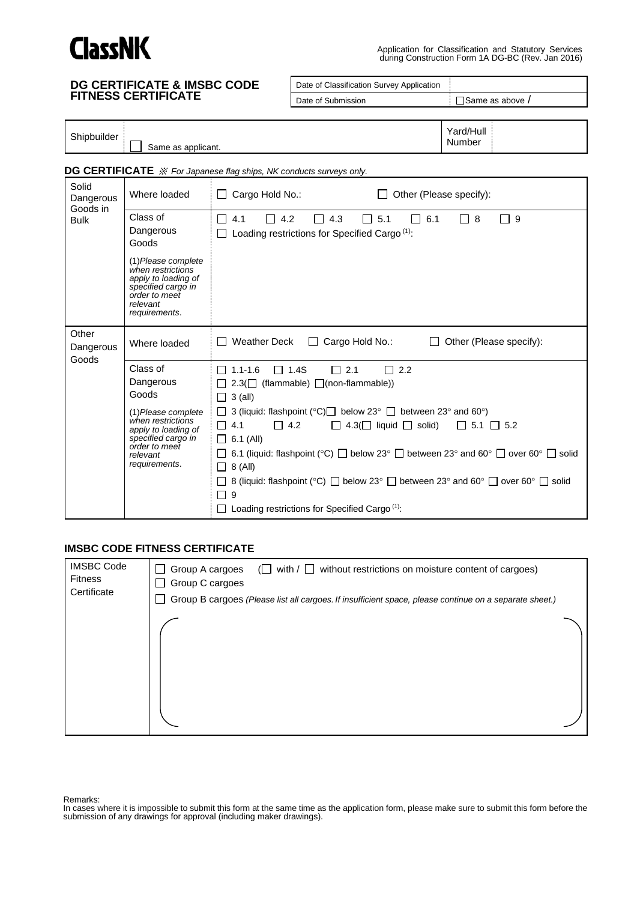ClassNK

Application for Classification and Statutory Services during Construction Form 1A DG-BC (Rev. Jan 2016)

## DG CERTIFICATE & IMSBC CODE FITNESS CERTIFICATE

| Date of Classification Survey Application | |
|---|---|
| Date of Submission | ☐Same as above / |

| Shipbuilder | ☐ Same as applicant. | Yard/Hull Number | |
|---|---|---|---|

### DG CERTIFICATE ※ *For Japanese flag ships, NK conducts surveys only.*

| | | |
|---|---|---|
| Solid Dangerous Goods in Bulk | Where loaded | ☐ Cargo Hold No.: ☐ Other (Please specify): |
| | Class of Dangerous Goods<br>*(1)Please complete when restrictions apply to loading of specified cargo in order to meet relevant requirements*. | ☐ 4.1 ☐ 4.2 ☐ 4.3 ☐ 5.1 ☐ 6.1 ☐ 8 ☐ 9<br>☐ Loading restrictions for Specified Cargo (1): |
| Other Dangerous Goods | Where loaded | ☐ Weather Deck ☐ Cargo Hold No.: ☐ Other (Please specify): |
| | Class of Dangerous Goods<br>*(1)Please complete when restrictions apply to loading of specified cargo in order to meet relevant requirements*. | ☐ 1.1-1.6 ☐ 1.4S ☐ 2.1 ☐ 2.2<br>☐ 2.3(☐ (flammable) ☐(non-flammable))<br>☐ 3 (all)<br>☐ 3 (liquid: flashpoint (°C)☐ below 23° ☐ between 23° and 60°)<br>☐ 4.1 ☐ 4.2 ☐ 4.3(☐ liquid ☐ solid) ☐ 5.1 ☐ 5.2<br>☐ 6.1 (All)<br>☐ 6.1 (liquid: flashpoint (°C) ☐ below 23° ☐ between 23° and 60° ☐ over 60° ☐ solid<br>☐ 8 (All)<br>☐ 8 (liquid: flashpoint (°C) ☐ below 23° ☐ between 23° and 60° ☐ over 60° ☐ solid<br>☐ 9<br>☐ Loading restrictions for Specified Cargo (1): |

### IMSBC CODE FITNESS CERTIFICATE

| | |
|---|---|
| IMSBC Code Fitness Certificate | ☐ Group A cargoes (☐ with / ☐ without restrictions on moisture content of cargoes)<br>☐ Group C cargoes<br>☐ Group B cargoes *(Please list all cargoes. If insufficient space, please continue on a separate sheet.)*<br>( ) |

Remarks:
In cases where it is impossible to submit this form at the same time as the application form, please make sure to submit this form before the submission of any drawings for approval (including maker drawings).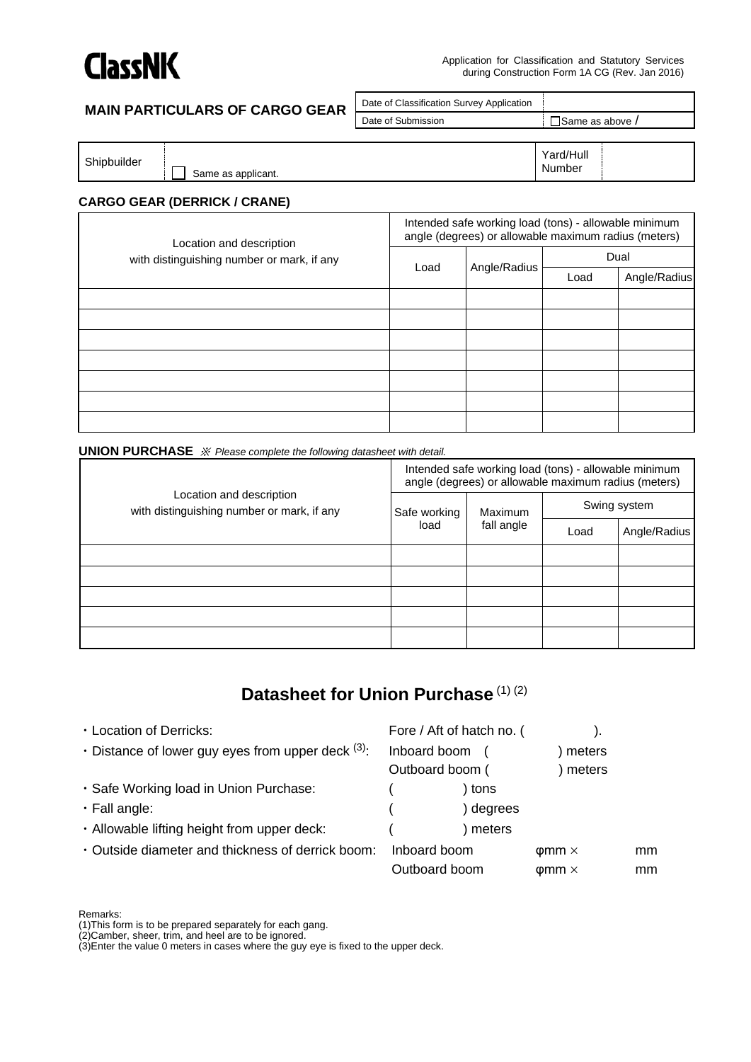ClassNK

Application for Classification and Statutory Services during Construction Form 1A CG (Rev. Jan 2016)

## MAIN PARTICULARS OF CARGO GEAR

| Date of Classification Survey Application | |
|---|---|
| Date of Submission | ☐Same as above / |

| Shipbuilder | ☐ Same as applicant. | Yard/Hull Number | |
|---|---|---|---|

### CARGO GEAR (DERRICK / CRANE)

| Location and description with distinguishing number or mark, if any | Intended safe working load (tons) - allowable minimum angle (degrees) or allowable maximum radius (meters) | | | |
|---|---|---|---|---|
| | Load | Angle/Radius | Dual | |
| | | | Load | Angle/Radius |
| | | | | |
| | | | | |
| | | | | |
| | | | | |
| | | | | |
| | | | | |
| | | | | |

### UNION PURCHASE ※ *Please complete the following datasheet with detail.*

| Location and description with distinguishing number or mark, if any | Intended safe working load (tons) - allowable minimum angle (degrees) or allowable maximum radius (meters) | | | |
|---|---|---|---|---|
| | Safe working load | Maximum fall angle | Swing system | |
| | | | Load | Angle/Radius |
| | | | | |
| | | | | |
| | | | | |
| | | | | |
| | | | | |

## Datasheet for Union Purchase (1) (2)

- Location of Derricks: Fore / Aft of hatch no. ( ).
- Distance of lower guy eyes from upper deck (3): Inboard boom ( ) meters; Outboard boom ( ) meters
- Safe Working load in Union Purchase: ( ) tons
- Fall angle: ( ) degrees
- Allowable lifting height from upper deck: ( ) meters
- Outside diameter and thickness of derrick boom: Inboard boom φmm × mm; Outboard boom φmm × mm

Remarks:
(1)This form is to be prepared separately for each gang.
(2)Camber, sheer, trim, and heel are to be ignored.
(3)Enter the value 0 meters in cases where the guy eye is fixed to the upper deck.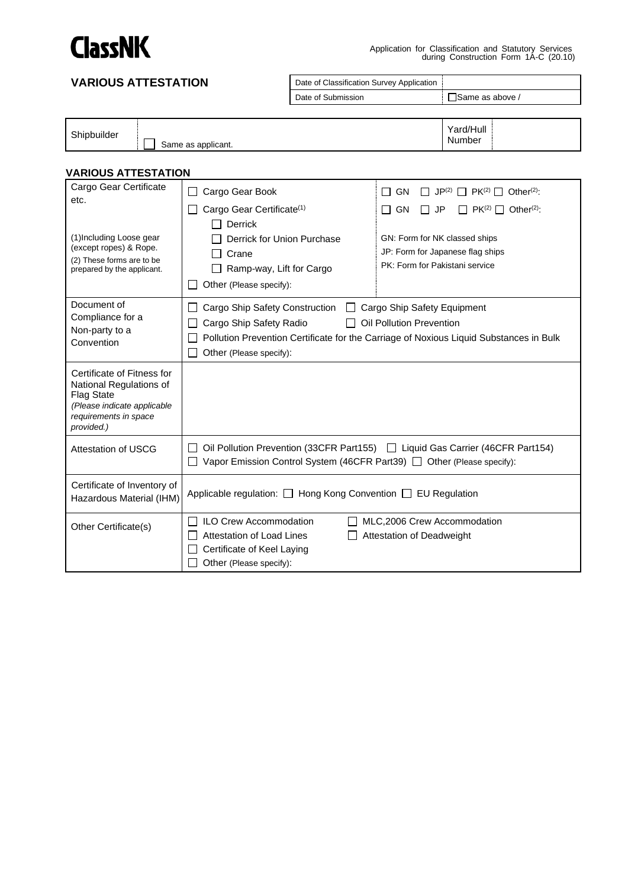ClassNK

Application for Classification and Statutory Services during Construction Form 1A-C (20.10)

## VARIOUS ATTESTATION

| Date of Classification Survey Application | |
|---|---|
| Date of Submission | ☐Same as above / |

| Shipbuilder | ☐ Same as applicant. | Yard/Hull Number | |
|---|---|---|---|

### VARIOUS ATTESTATION

| | | |
|---|---|---|
| Cargo Gear Certificate etc.<br><br>(1)Including Loose gear (except ropes) & Rope.<br>(2) These forms are to be prepared by the applicant. | ☐ Cargo Gear Book<br>☐ Cargo Gear Certificate(1)<br>☐ Derrick<br>☐ Derrick for Union Purchase<br>☐ Crane<br>☐ Ramp-way, Lift for Cargo<br>☐ Other (Please specify): | ☐ GN ☐ JP(2) ☐ PK(2) ☐ Other(2):<br>☐ GN ☐ JP ☐ PK(2) ☐ Other(2):<br><br>GN: Form for NK classed ships<br>JP: Form for Japanese flag ships<br>PK: Form for Pakistani service |
| Document of Compliance for a Non-party to a Convention | ☐ Cargo Ship Safety Construction ☐ Cargo Ship Safety Equipment<br>☐ Cargo Ship Safety Radio ☐ Oil Pollution Prevention<br>☐ Pollution Prevention Certificate for the Carriage of Noxious Liquid Substances in Bulk<br>☐ Other (Please specify): | |
| Certificate of Fitness for National Regulations of Flag State<br>*(Please indicate applicable requirements in space provided.)* | | |
| Attestation of USCG | ☐ Oil Pollution Prevention (33CFR Part155) ☐ Liquid Gas Carrier (46CFR Part154)<br>☐ Vapor Emission Control System (46CFR Part39) ☐ Other (Please specify): | |
| Certificate of Inventory of Hazardous Material (IHM) | Applicable regulation: ☐ Hong Kong Convention ☐ EU Regulation | |
| Other Certificate(s) | ☐ ILO Crew Accommodation ☐ MLC,2006 Crew Accommodation<br>☐ Attestation of Load Lines ☐ Attestation of Deadweight<br>☐ Certificate of Keel Laying<br>☐ Other (Please specify): | |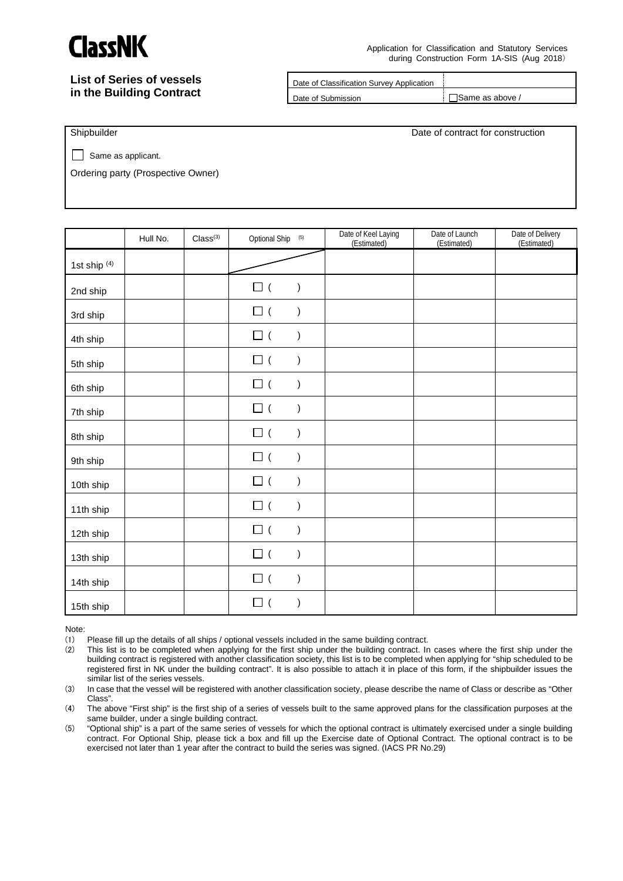**ClassNK**

Application for Classification and Statutory Services during Construction Form 1A-SIS (Aug 2018)

## List of Series of vessels in the Building Contract

| | |
|---|---|
| Date of Classification Survey Application | |
| Date of Submission | ☐Same as above / |

Shipbuilder

Date of contract for construction

☐ Same as applicant.

Ordering party (Prospective Owner)

| | Hull No. | Class[(3)] | Optional Ship [(5)] | Date of Keel Laying (Estimated) | Date of Launch (Estimated) | Date of Delivery (Estimated) |
|---|---|---|---|---|---|---|
| 1st ship [(4)] | | | | | | |
| 2nd ship | | | ☐ (      ) | | | |
| 3rd ship | | | ☐ (      ) | | | |
| 4th ship | | | ☐ (      ) | | | |
| 5th ship | | | ☐ (      ) | | | |
| 6th ship | | | ☐ (      ) | | | |
| 7th ship | | | ☐ (      ) | | | |
| 8th ship | | | ☐ (      ) | | | |
| 9th ship | | | ☐ (      ) | | | |
| 10th ship | | | ☐ (      ) | | | |
| 11th ship | | | ☐ (      ) | | | |
| 12th ship | | | ☐ (      ) | | | |
| 13th ship | | | ☐ (      ) | | | |
| 14th ship | | | ☐ (      ) | | | |
| 15th ship | | | ☐ (      ) | | | |

Note:

(1) Please fill up the details of all ships / optional vessels included in the same building contract.

(2) This list is to be completed when applying for the first ship under the building contract. In cases where the first ship under the building contract is registered with another classification society, this list is to be completed when applying for "ship scheduled to be registered first in NK under the building contract". It is also possible to attach it in place of this form, if the shipbuilder issues the similar list of the series vessels.

(3) In case that the vessel will be registered with another classification society, please describe the name of Class or describe as "Other Class".

(4) The above "First ship" is the first ship of a series of vessels built to the same approved plans for the classification purposes at the same builder, under a single building contract.

(5) "Optional ship" is a part of the same series of vessels for which the optional contract is ultimately exercised under a single building contract. For Optional Ship, please tick a box and fill up the Exercise date of Optional Contract. The optional contract is to be exercised not later than 1 year after the contract to build the series was signed. (IACS PR No.29)